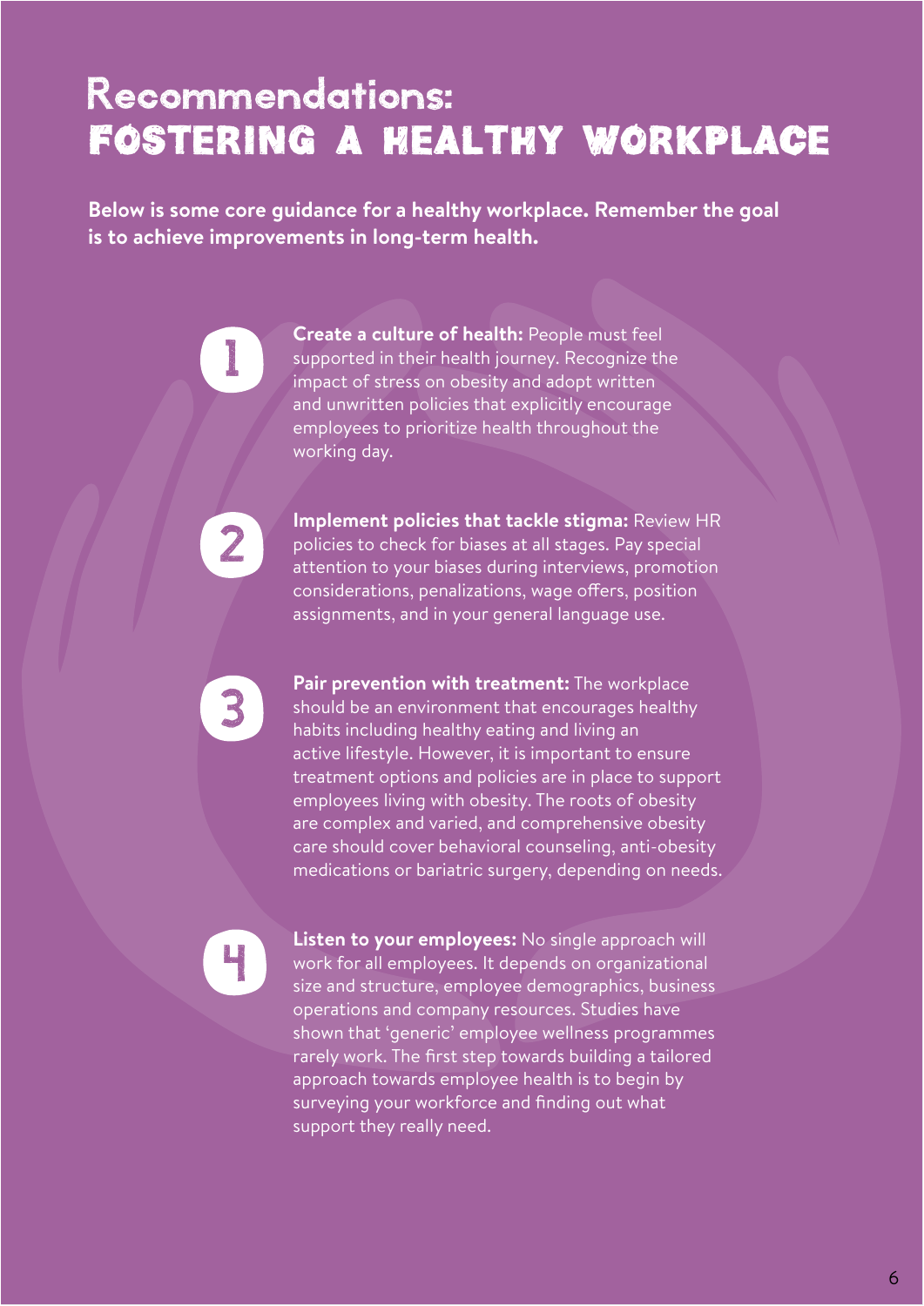# Recommendations:
# FOSTERING A HEALTHY WORKPLACE

**Below is some core guidance for a healthy workplace. Remember the goal is to achieve improvements in long-term health.**

1. **Create a culture of health:** People must feel supported in their health journey. Recognize the impact of stress on obesity and adopt written and unwritten policies that explicitly encourage employees to prioritize health throughout the working day.

2. **Implement policies that tackle stigma:** Review HR policies to check for biases at all stages. Pay special attention to your biases during interviews, promotion considerations, penalizations, wage offers, position assignments, and in your general language use.

3. **Pair prevention with treatment:** The workplace should be an environment that encourages healthy habits including healthy eating and living an active lifestyle. However, it is important to ensure treatment options and policies are in place to support employees living with obesity. The roots of obesity are complex and varied, and comprehensive obesity care should cover behavioral counseling, anti-obesity medications or bariatric surgery, depending on needs.

4. **Listen to your employees:** No single approach will work for all employees. It depends on organizational size and structure, employee demographics, business operations and company resources. Studies have shown that 'generic' employee wellness programmes rarely work. The first step towards building a tailored approach towards employee health is to begin by surveying your workforce and finding out what support they really need.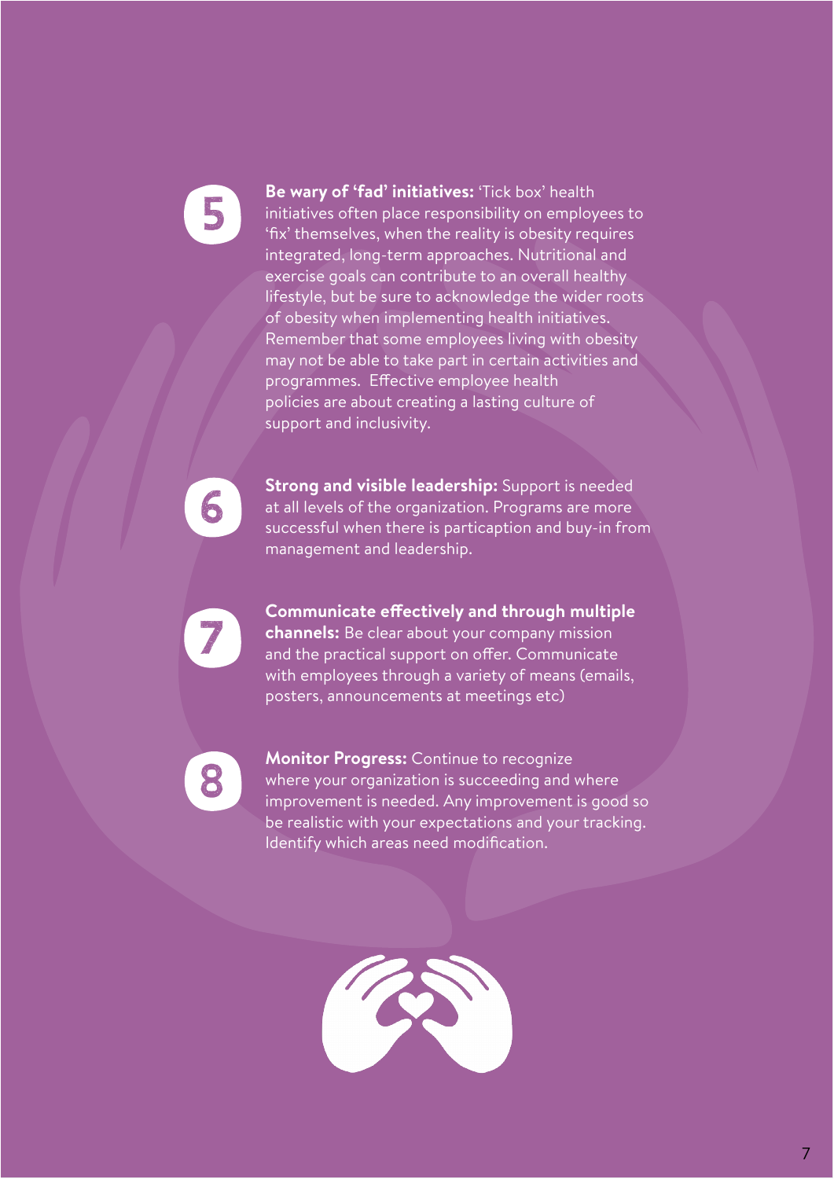5. **Be wary of 'fad' initiatives:** 'Tick box' health initiatives often place responsibility on employees to 'fix' themselves, when the reality is obesity requires integrated, long-term approaches. Nutritional and exercise goals can contribute to an overall healthy lifestyle, but be sure to acknowledge the wider roots of obesity when implementing health initiatives. Remember that some employees living with obesity may not be able to take part in certain activities and programmes. Effective employee health policies are about creating a lasting culture of support and inclusivity.

6. **Strong and visible leadership:** Support is needed at all levels of the organization. Programs are more successful when there is particaption and buy-in from management and leadership.

7. **Communicate effectively and through multiple channels:** Be clear about your company mission and the practical support on offer. Communicate with employees through a variety of means (emails, posters, announcements at meetings etc)

8. **Monitor Progress:** Continue to recognize where your organization is succeeding and where improvement is needed. Any improvement is good so be realistic with your expectations and your tracking. Identify which areas need modification.